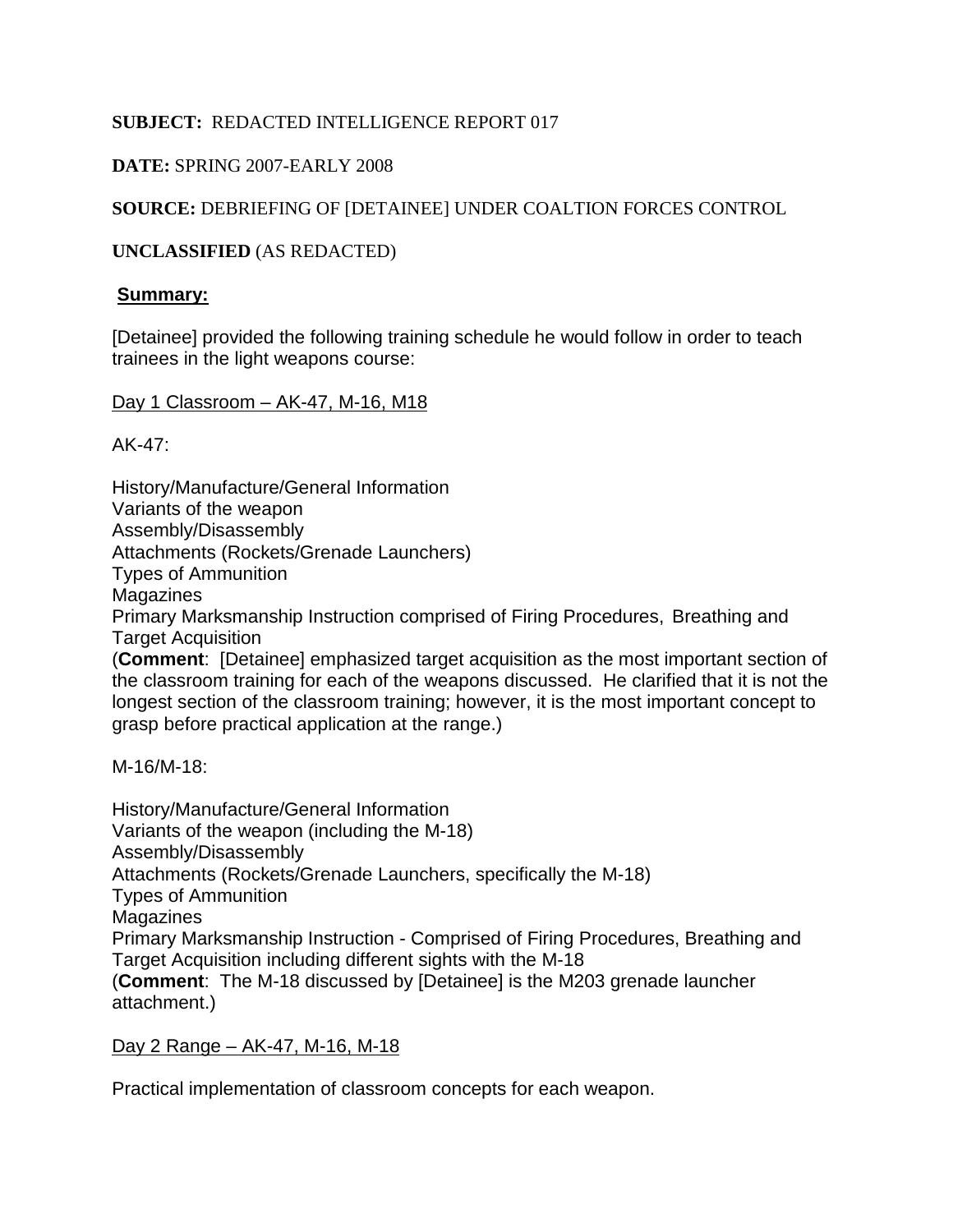**SUBJECT:** REDACTED INTELLIGENCE REPORT 017

**DATE:** SPRING 2007-EARLY 2008

**SOURCE:** DEBRIEFING OF [DETAINEE] UNDER COALTION FORCES CONTROL

**UNCLASSIFIED** (AS REDACTED)

**Summary:**

[Detainee] provided the following training schedule he would follow in order to teach trainees in the light weapons course:

Day 1 Classroom – AK-47, M-16, M18

AK-47:

History/Manufacture/General Information
Variants of the weapon
Assembly/Disassembly
Attachments (Rockets/Grenade Launchers)
Types of Ammunition
Magazines
Primary Marksmanship Instruction comprised of Firing Procedures, Breathing and Target Acquisition
(**Comment**: [Detainee] emphasized target acquisition as the most important section of the classroom training for each of the weapons discussed. He clarified that it is not the longest section of the classroom training; however, it is the most important concept to grasp before practical application at the range.)

M-16/M-18:

History/Manufacture/General Information
Variants of the weapon (including the M-18)
Assembly/Disassembly
Attachments (Rockets/Grenade Launchers, specifically the M-18)
Types of Ammunition
Magazines
Primary Marksmanship Instruction - Comprised of Firing Procedures, Breathing and Target Acquisition including different sights with the M-18
(**Comment**: The M-18 discussed by [Detainee] is the M203 grenade launcher attachment.)

Day 2 Range – AK-47, M-16, M-18

Practical implementation of classroom concepts for each weapon.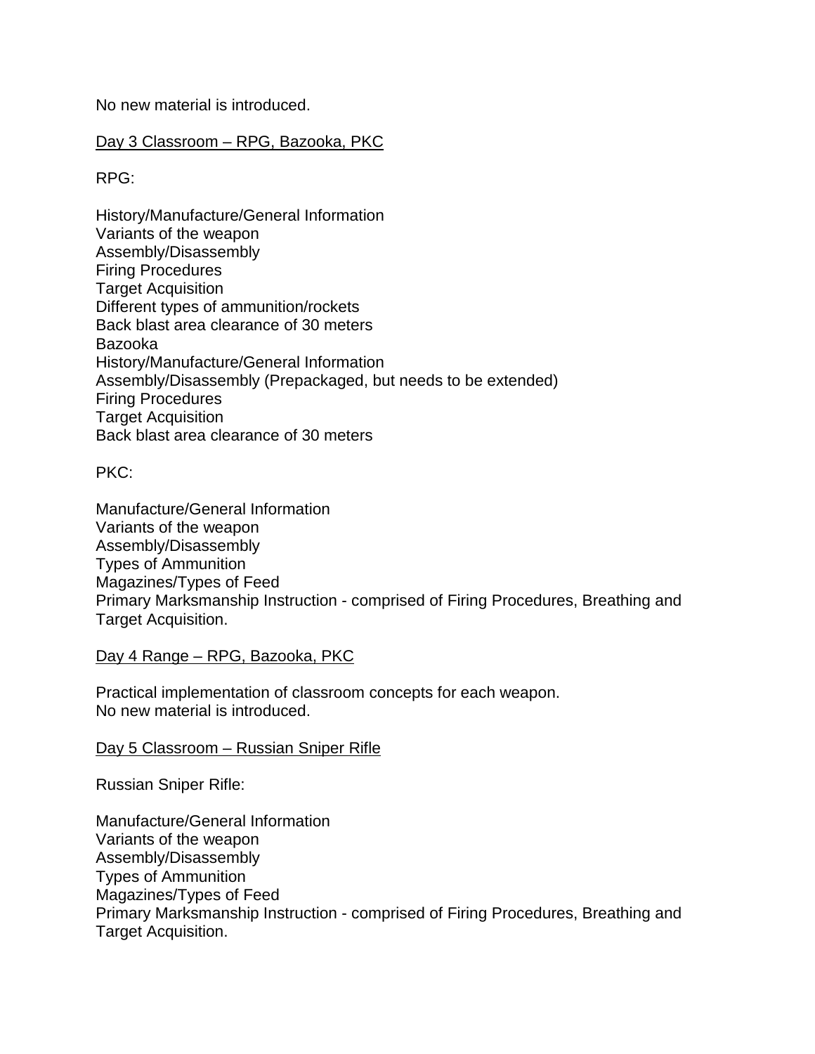No new material is introduced.

<u>Day 3 Classroom – RPG, Bazooka, PKC</u>

RPG:

History/Manufacture/General Information
Variants of the weapon
Assembly/Disassembly
Firing Procedures
Target Acquisition
Different types of ammunition/rockets
Back blast area clearance of 30 meters
Bazooka
History/Manufacture/General Information
Assembly/Disassembly (Prepackaged, but needs to be extended)
Firing Procedures
Target Acquisition
Back blast area clearance of 30 meters

PKC:

Manufacture/General Information
Variants of the weapon
Assembly/Disassembly
Types of Ammunition
Magazines/Types of Feed
Primary Marksmanship Instruction - comprised of Firing Procedures, Breathing and Target Acquisition.

<u>Day 4 Range – RPG, Bazooka, PKC</u>

Practical implementation of classroom concepts for each weapon.
No new material is introduced.

<u>Day 5 Classroom – Russian Sniper Rifle</u>

Russian Sniper Rifle:

Manufacture/General Information
Variants of the weapon
Assembly/Disassembly
Types of Ammunition
Magazines/Types of Feed
Primary Marksmanship Instruction - comprised of Firing Procedures, Breathing and Target Acquisition.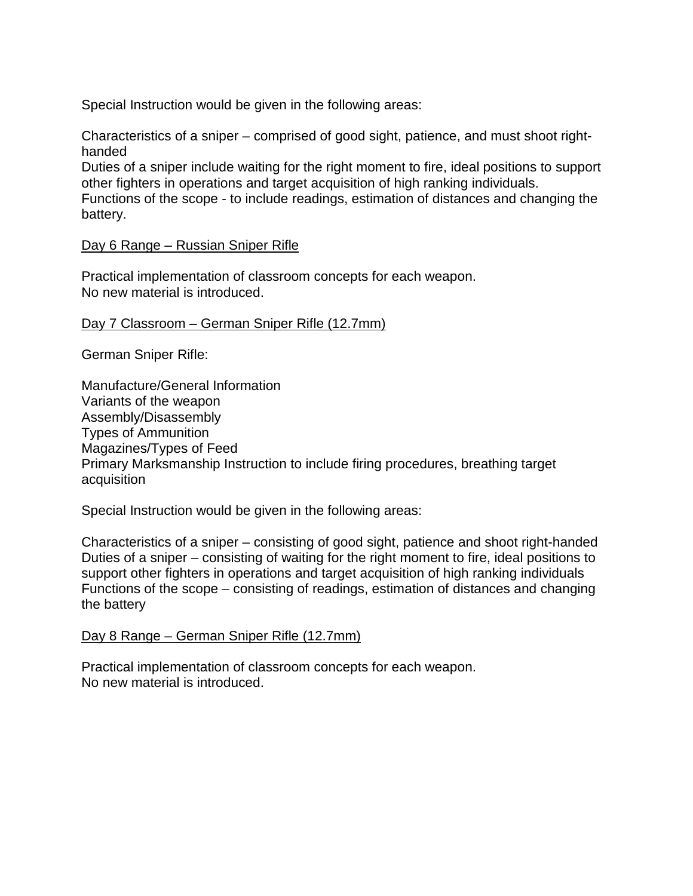Special Instruction would be given in the following areas:

Characteristics of a sniper – comprised of good sight, patience, and must shoot right-handed
Duties of a sniper include waiting for the right moment to fire, ideal positions to support other fighters in operations and target acquisition of high ranking individuals.
Functions of the scope - to include readings, estimation of distances and changing the battery.

<u>Day 6 Range – Russian Sniper Rifle</u>

Practical implementation of classroom concepts for each weapon.
No new material is introduced.

<u>Day 7 Classroom – German Sniper Rifle (12.7mm)</u>

German Sniper Rifle:

Manufacture/General Information
Variants of the weapon
Assembly/Disassembly
Types of Ammunition
Magazines/Types of Feed
Primary Marksmanship Instruction to include firing procedures, breathing target acquisition

Special Instruction would be given in the following areas:

Characteristics of a sniper – consisting of good sight, patience and shoot right-handed
Duties of a sniper – consisting of waiting for the right moment to fire, ideal positions to support other fighters in operations and target acquisition of high ranking individuals
Functions of the scope – consisting of readings, estimation of distances and changing the battery

<u>Day 8 Range – German Sniper Rifle (12.7mm)</u>

Practical implementation of classroom concepts for each weapon.
No new material is introduced.